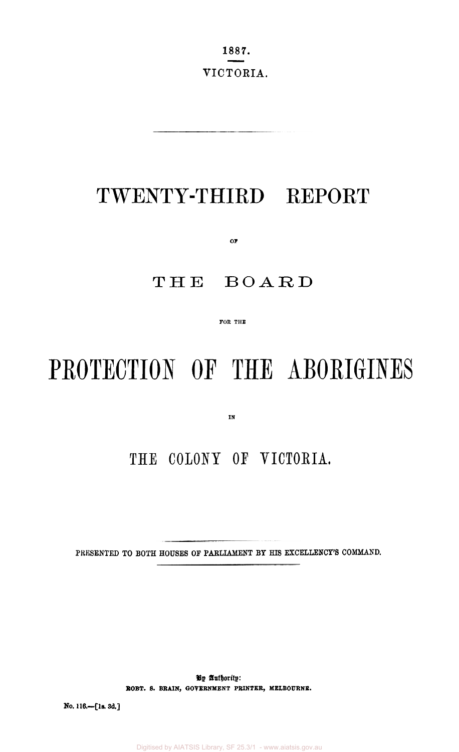1887.

VICTORIA.

# TWENTY-THIRD REPORT

OF

## THE BOARD

FOR THE

# PROTECTION OF THE ABORIGINES

IN

## THE COLONY OF VICTORIA.

PRESENTED TO BOTH HOUSES OF PARLIAMENT BY HIS EXCELLENCY'S COMMAND.

By Authority:
ROBT. S. BRAIN, GOVERNMENT PRINTER, MELBOURNE.

No. 116.—[1s. 3d.]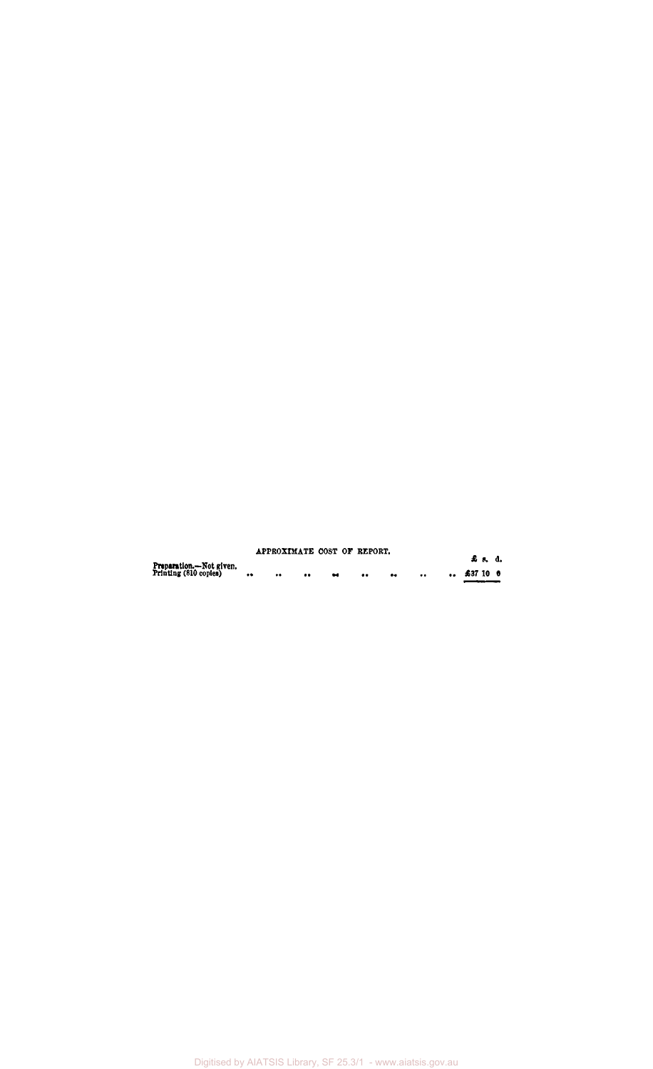APPROXIMATE COST OF REPORT.

| | £ s. d. |
|---|---|
| Preparation.—Not given. | |
| Printing (810 copies) .. .. .. .. .. .. .. .. | £37 10 0 |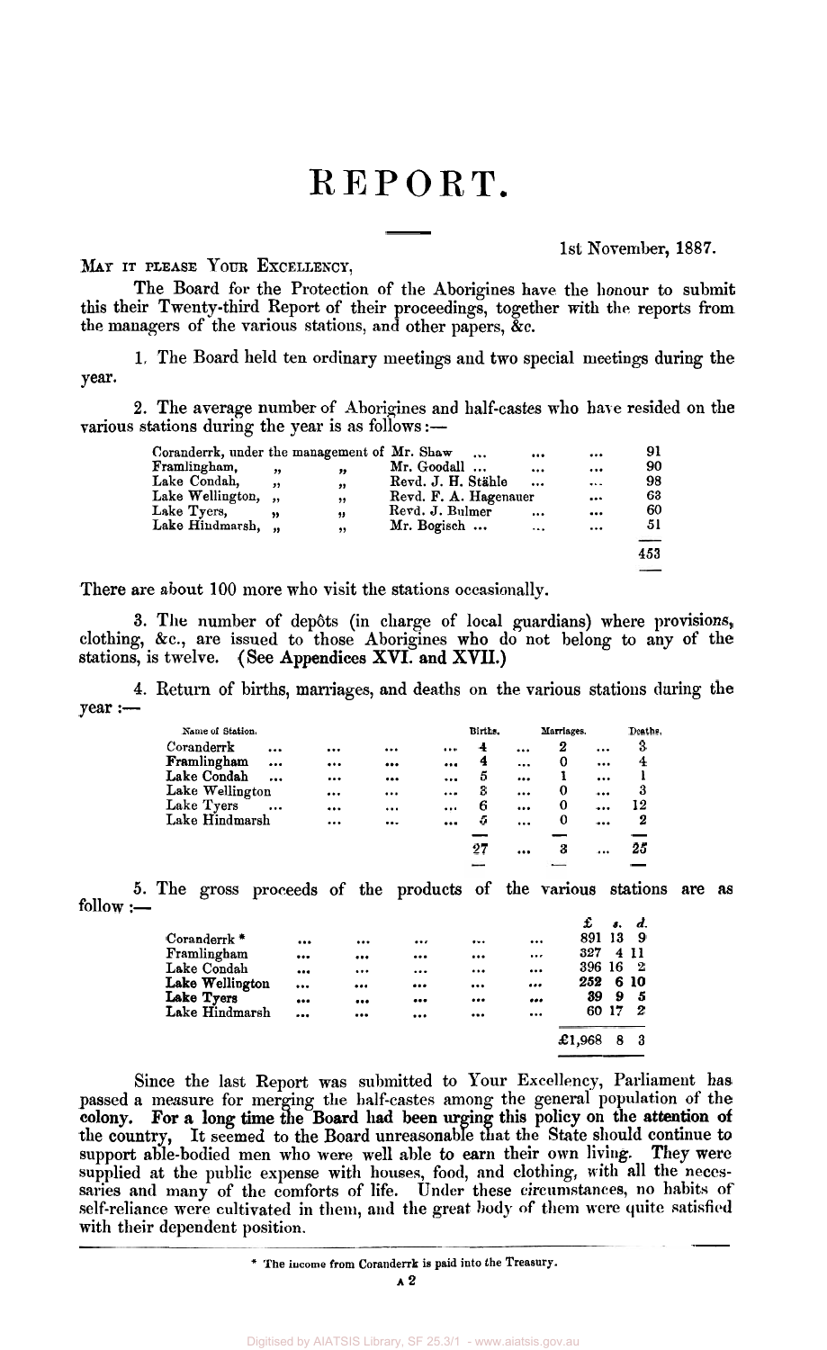# REPORT.

1st November, 1887.

MAY IT PLEASE YOUR EXCELLENCY,

The Board for the Protection of the Aborigines have the honour to submit this their Twenty-third Report of their proceedings, together with the reports from the managers of the various stations, and other papers, &c.

1. The Board held ten ordinary meetings and two special meetings during the year.

2. The average number of Aborigines and half-castes who have resided on the various stations during the year is as follows:—

| | | |
|---|---|---|
| Coranderrk, under the management of | Mr. Shaw ... ... ... | 91 |
| Framlingham, „ „ | Mr. Goodall ... ... ... | 90 |
| Lake Condah, „ „ | Revd. J. H. Stähle ... ... | 98 |
| Lake Wellington, „ „ | Revd. F. A. Hagenauer ... | 63 |
| Lake Tyers, „ „ | Revd. J. Bulmer ... ... | 60 |
| Lake Hindmarsh, „ „ | Mr. Bogisch ... ... ... | 51 |
| | | 453 |

There are about 100 more who visit the stations occasionally.

3. The number of depôts (in charge of local guardians) where provisions, clothing, &c., are issued to those Aborigines who do not belong to any of the stations, is twelve. (See Appendices XVI. and XVII.)

4. Return of births, marriages, and deaths on the various stations during the year:—

| Name of Station. | Births. | Marriages. | Deaths. |
|---|---|---|---|
| Coranderrk | 4 | 2 | 3 |
| Framlingham | 4 | 0 | 4 |
| Lake Condah | 5 | 1 | 1 |
| Lake Wellington | 3 | 0 | 3 |
| Lake Tyers | 6 | 0 | 12 |
| Lake Hindmarsh | 5 | 0 | 2 |
| | 27 | 3 | 25 |

5. The gross proceeds of the products of the various stations are as follow:—

| | £ | s. | d. |
|---|---|---|---|
| Coranderrk * | 891 | 13 | 9 |
| Framlingham | 327 | 4 | 11 |
| Lake Condah | 396 | 16 | 2 |
| Lake Wellington | 252 | 6 | 10 |
| Lake Tyers | 39 | 9 | 5 |
| Lake Hindmarsh | 60 | 17 | 2 |
| | £1,968 | 8 | 3 |

Since the last Report was submitted to Your Excellency, Parliament has passed a measure for merging the half-castes among the general population of the colony. For a long time the Board had been urging this policy on the attention of the country, It seemed to the Board unreasonable that the State should continue to support able-bodied men who were well able to earn their own living. They were supplied at the public expense with houses, food, and clothing, with all the necessaries and many of the comforts of life. Under these circumstances, no habits of self-reliance were cultivated in them, and the great body of them were quite satisfied with their dependent position.

\* The income from Coranderrk is paid into the Treasury.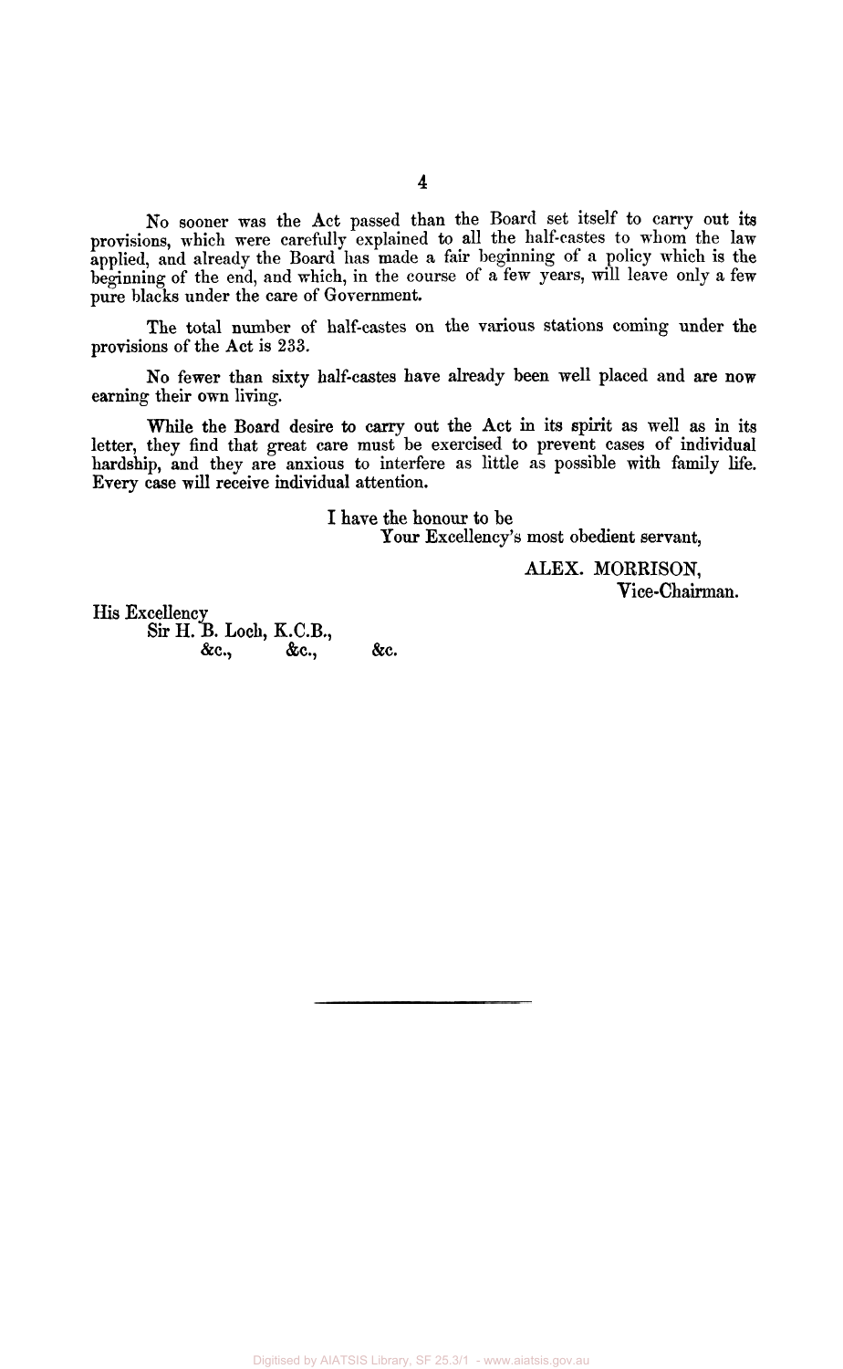No sooner was the Act passed than the Board set itself to carry out its provisions, which were carefully explained to all the half-castes to whom the law applied, and already the Board has made a fair beginning of a policy which is the beginning of the end, and which, in the course of a few years, will leave only a few pure blacks under the care of Government.

The total number of half-castes on the various stations coming under the provisions of the Act is 233.

No fewer than sixty half-castes have already been well placed and are now earning their own living.

While the Board desire to carry out the Act in its spirit as well as in its letter, they find that great care must be exercised to prevent cases of individual hardship, and they are anxious to interfere as little as possible with family life. Every case will receive individual attention.

I have the honour to be
Your Excellency's most obedient servant,

ALEX. MORRISON,
Vice-Chairman.

His Excellency
Sir H. B. Loch, K.C.B.,
&c., &c., &c.